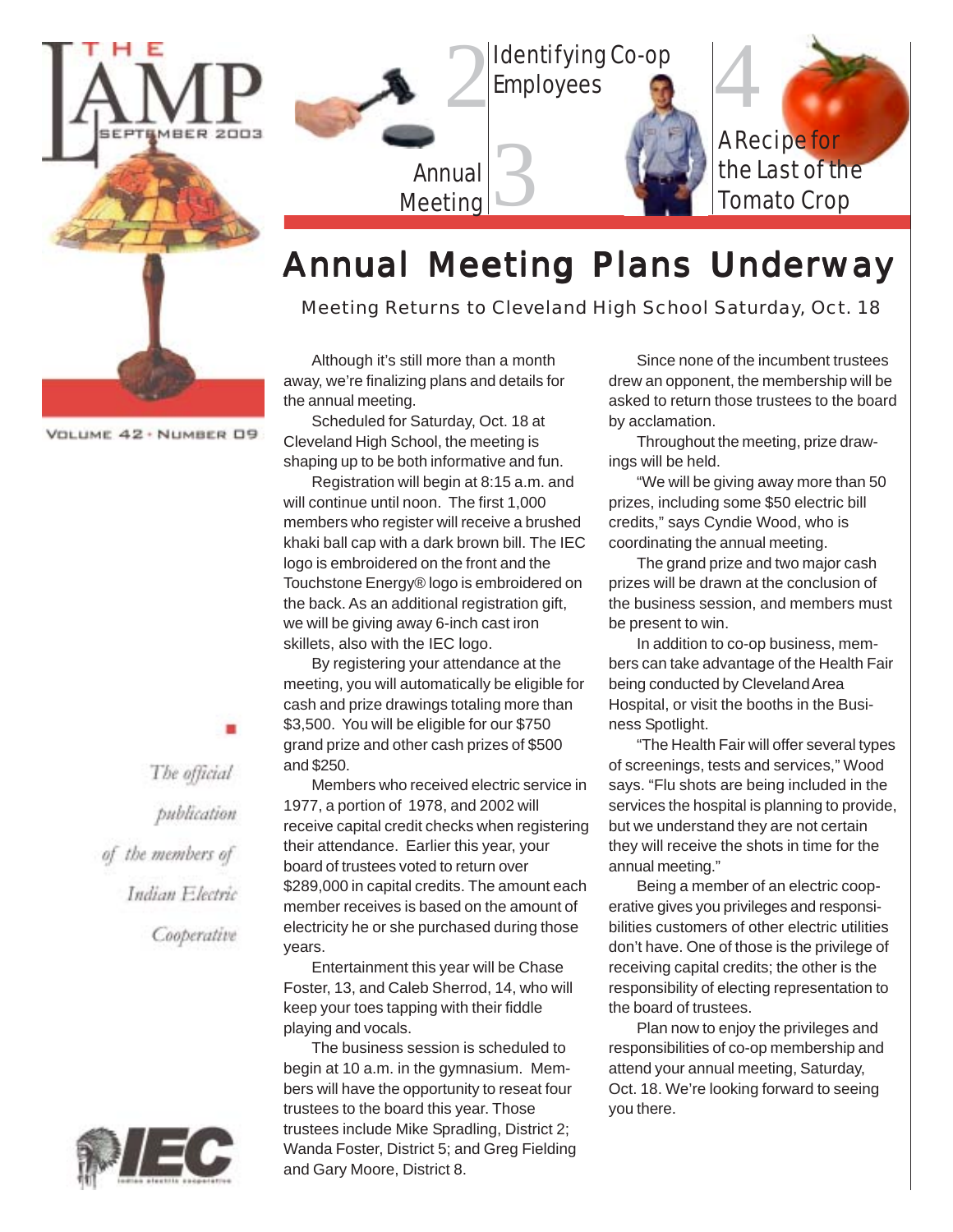# THE LAMP

SEPTEMBER 2003

VOLUME 42 • NUMBER 09

2 Identifying Co-op Employees

3 Annual Meeting

4 A Recipe for the Last of the Tomato Crop

# Annual Meeting Plans Underway

## Meeting Returns to Cleveland High School Saturday, Oct. 18

Although it's still more than a month away, we're finalizing plans and details for the annual meeting.

Scheduled for Saturday, Oct. 18 at Cleveland High School, the meeting is shaping up to be both informative and fun.

Registration will begin at 8:15 a.m. and will continue until noon. The first 1,000 members who register will receive a brushed khaki ball cap with a dark brown bill. The IEC logo is embroidered on the front and the Touchstone Energy® logo is embroidered on the back. As an additional registration gift, we will be giving away 6-inch cast iron skillets, also with the IEC logo.

By registering your attendance at the meeting, you will automatically be eligible for cash and prize drawings totaling more than $3,500. You will be eligible for our $750 grand prize and other cash prizes of $500 and $250.

Members who received electric service in 1977, a portion of 1978, and 2002 will receive capital credit checks when registering their attendance. Earlier this year, your board of trustees voted to return over $289,000 in capital credits. The amount each member receives is based on the amount of electricity he or she purchased during those years.

Entertainment this year will be Chase Foster, 13, and Caleb Sherrod, 14, who will keep your toes tapping with their fiddle playing and vocals.

The business session is scheduled to begin at 10 a.m. in the gymnasium. Members will have the opportunity to reseat four trustees to the board this year. Those trustees include Mike Spradling, District 2; Wanda Foster, District 5; and Greg Fielding and Gary Moore, District 8.

Since none of the incumbent trustees drew an opponent, the membership will be asked to return those trustees to the board by acclamation.

Throughout the meeting, prize drawings will be held.

"We will be giving away more than 50 prizes, including some $50 electric bill credits," says Cyndie Wood, who is coordinating the annual meeting.

The grand prize and two major cash prizes will be drawn at the conclusion of the business session, and members must be present to win.

In addition to co-op business, members can take advantage of the Health Fair being conducted by Cleveland Area Hospital, or visit the booths in the Business Spotlight.

"The Health Fair will offer several types of screenings, tests and services," Wood says. "Flu shots are being included in the services the hospital is planning to provide, but we understand they are not certain they will receive the shots in time for the annual meeting."

Being a member of an electric cooperative gives you privileges and responsibilities customers of other electric utilities don't have. One of those is the privilege of receiving capital credits; the other is the responsibility of electing representation to the board of trustees.

Plan now to enjoy the privileges and responsibilities of co-op membership and attend your annual meeting, Saturday, Oct. 18. We're looking forward to seeing you there.

*The official publication of the members of Indian Electric Cooperative*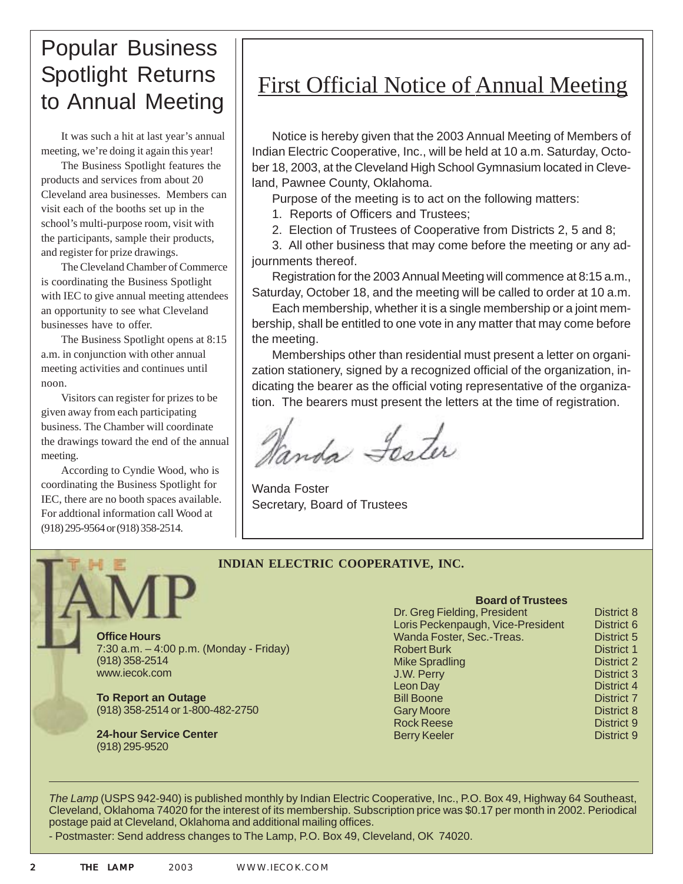# Popular Business Spotlight Returns to Annual Meeting

It was such a hit at last year's annual meeting, we're doing it again this year!

The Business Spotlight features the products and services from about 20 Cleveland area businesses. Members can visit each of the booths set up in the school's multi-purpose room, visit with the participants, sample their products, and register for prize drawings.

The Cleveland Chamber of Commerce is coordinating the Business Spotlight with IEC to give annual meeting attendees an opportunity to see what Cleveland businesses have to offer.

The Business Spotlight opens at 8:15 a.m. in conjunction with other annual meeting activities and continues until noon.

Visitors can register for prizes to be given away from each participating business. The Chamber will coordinate the drawings toward the end of the annual meeting.

According to Cyndie Wood, who is coordinating the Business Spotlight for IEC, there are no booth spaces available. For addtional information call Wood at (918) 295-9564 or (918) 358-2514.

# First Official Notice of Annual Meeting

Notice is hereby given that the 2003 Annual Meeting of Members of Indian Electric Cooperative, Inc., will be held at 10 a.m. Saturday, October 18, 2003, at the Cleveland High School Gymnasium located in Cleveland, Pawnee County, Oklahoma.

Purpose of the meeting is to act on the following matters:

1. Reports of Officers and Trustees;
2. Election of Trustees of Cooperative from Districts 2, 5 and 8;
3. All other business that may come before the meeting or any adjournments thereof.

Registration for the 2003 Annual Meeting will commence at 8:15 a.m., Saturday, October 18, and the meeting will be called to order at 10 a.m.

Each membership, whether it is a single membership or a joint membership, shall be entitled to one vote in any matter that may come before the meeting.

Memberships other than residential must present a letter on organization stationery, signed by a recognized official of the organization, indicating the bearer as the official voting representative of the organization. The bearers must present the letters at the time of registration.

*Wanda Foster*

Wanda Foster
Secretary, Board of Trustees

## THE LAMP

**INDIAN ELECTRIC COOPERATIVE, INC.**

**Office Hours**
7:30 a.m. – 4:00 p.m. (Monday - Friday)
(918) 358-2514
www.iecok.com

**To Report an Outage**
(918) 358-2514 or 1-800-482-2750

**24-hour Service Center**
(918) 295-9520

**Board of Trustees**

| Name | District |
| --- | --- |
| Dr. Greg Fielding, President | District 8 |
| Loris Peckenpaugh, Vice-President | District 6 |
| Wanda Foster, Sec.-Treas. | District 5 |
| Robert Burk | District 1 |
| Mike Spradling | District 2 |
| J.W. Perry | District 3 |
| Leon Day | District 4 |
| Bill Boone | District 7 |
| Gary Moore | District 8 |
| Rock Reese | District 9 |
| Berry Keeler | District 9 |

*The Lamp* (USPS 942-940) is published monthly by Indian Electric Cooperative, Inc., P.O. Box 49, Highway 64 Southeast, Cleveland, Oklahoma 74020 for the interest of its membership. Subscription price was $0.17 per month in 2002. Periodical postage paid at Cleveland, Oklahoma and additional mailing offices.

- Postmaster: Send address changes to The Lamp, P.O. Box 49, Cleveland, OK 74020.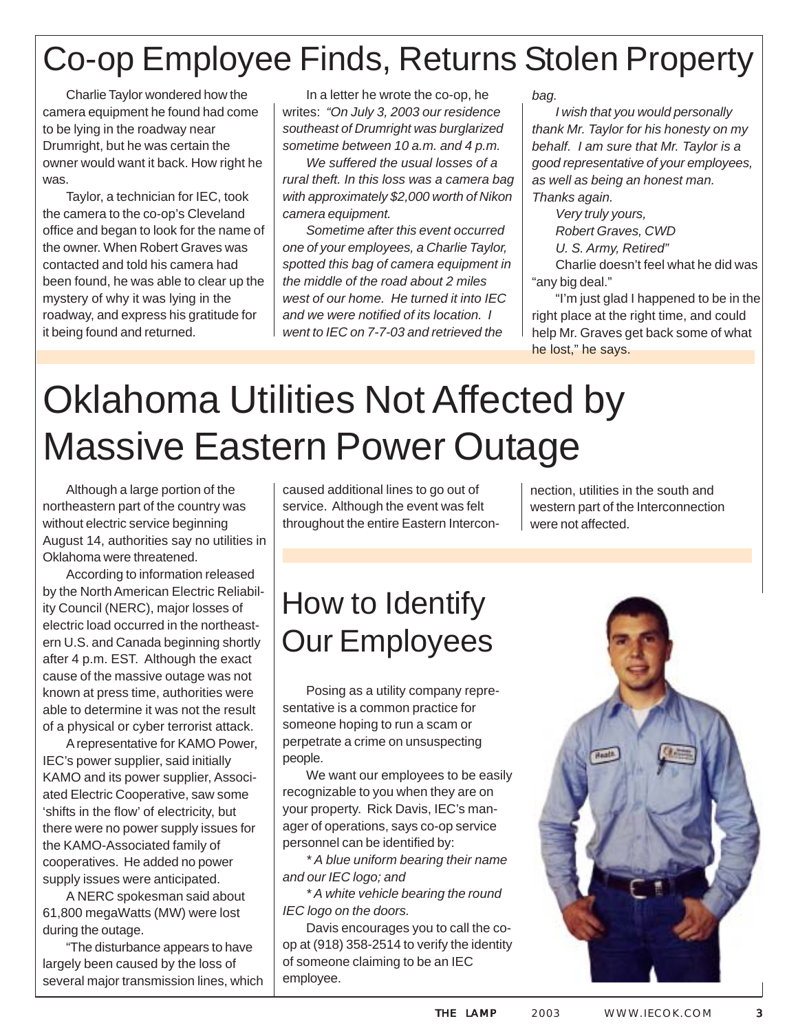# Co-op Employee Finds, Returns Stolen Property

Charlie Taylor wondered how the camera equipment he found had come to be lying in the roadway near Drumright, but he was certain the owner would want it back. How right he was.

Taylor, a technician for IEC, took the camera to the co-op's Cleveland office and began to look for the name of the owner. When Robert Graves was contacted and told his camera had been found, he was able to clear up the mystery of why it was lying in the roadway, and express his gratitude for it being found and returned.

In a letter he wrote the co-op, he writes: *"On July 3, 2003 our residence southeast of Drumright was burglarized sometime between 10 a.m. and 4 p.m.*

*We suffered the usual losses of a rural theft. In this loss was a camera bag with approximately $2,000 worth of Nikon camera equipment.*

*Sometime after this event occurred one of your employees, a Charlie Taylor, spotted this bag of camera equipment in the middle of the road about 2 miles west of our home. He turned it into IEC and we were notified of its location. I went to IEC on 7-7-03 and retrieved the bag.*

*I wish that you would personally thank Mr. Taylor for his honesty on my behalf. I am sure that Mr. Taylor is a good representative of your employees, as well as being an honest man. Thanks again.*

*Very truly yours,*
*Robert Graves, CWD*
*U. S. Army, Retired"*

Charlie doesn't feel what he did was "any big deal."

"I'm just glad I happened to be in the right place at the right time, and could help Mr. Graves get back some of what he lost," he says.

# Oklahoma Utilities Not Affected by Massive Eastern Power Outage

Although a large portion of the northeastern part of the country was without electric service beginning August 14, authorities say no utilities in Oklahoma were threatened.

According to information released by the North American Electric Reliability Council (NERC), major losses of electric load occurred in the northeastern U.S. and Canada beginning shortly after 4 p.m. EST. Although the exact cause of the massive outage was not known at press time, authorities were able to determine it was not the result of a physical or cyber terrorist attack.

A representative for KAMO Power, IEC's power supplier, said initially KAMO and its power supplier, Associated Electric Cooperative, saw some 'shifts in the flow' of electricity, but there were no power supply issues for the KAMO-Associated family of cooperatives. He added no power supply issues were anticipated.

A NERC spokesman said about 61,800 megaWatts (MW) were lost during the outage.

"The disturbance appears to have largely been caused by the loss of several major transmission lines, which caused additional lines to go out of service. Although the event was felt throughout the entire Eastern Interconnection, utilities in the south and western part of the Interconnection were not affected.

# How to Identify Our Employees

Posing as a utility company representative is a common practice for someone hoping to run a scam or perpetrate a crime on unsuspecting people.

We want our employees to be easily recognizable to you when they are on your property. Rick Davis, IEC's manager of operations, says co-op service personnel can be identified by:

*\* A blue uniform bearing their name and our IEC logo; and*

*\* A white vehicle bearing the round IEC logo on the doors.*

Davis encourages you to call the co-op at (918) 358-2514 to verify the identity of someone claiming to be an IEC employee.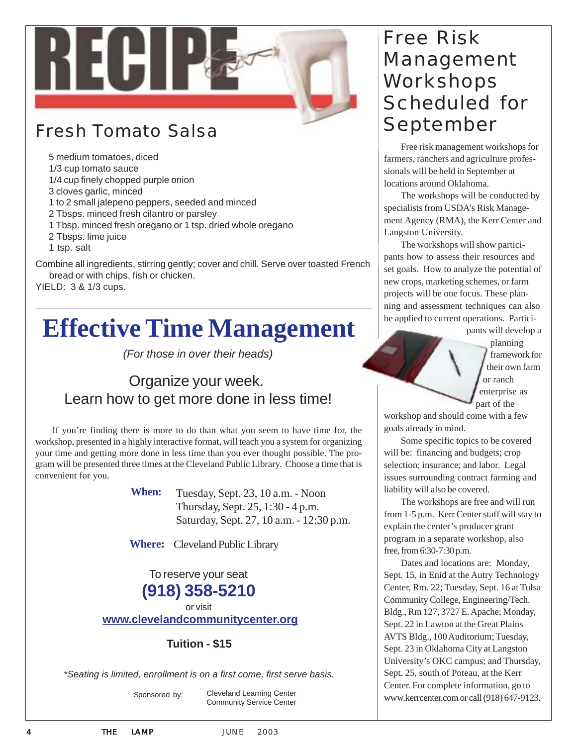# RECIPE

## Fresh Tomato Salsa

5 medium tomatoes, diced
1/3 cup tomato sauce
1/4 cup finely chopped purple onion
3 cloves garlic, minced
1 to 2 small jalepeno peppers, seeded and minced
2 Tbsps. minced fresh cilantro or parsley
1 Tbsp. minced fresh oregano or 1 tsp. dried whole oregano
2 Tbsps. lime juice
1 tsp. salt

Combine all ingredients, stirring gently; cover and chill. Serve over toasted French bread or with chips, fish or chicken.
YIELD: 3 & 1/3 cups.

# Effective Time Management

*(For those in over their heads)*

Organize your week.
Learn how to get more done in less time!

If you're finding there is more to do than what you seem to have time for, the workshop, presented in a highly interactive format, will teach you a system for organizing your time and getting more done in less time than you ever thought possible. The program will be presented three times at the Cleveland Public Library. Choose a time that is convenient for you.

**When:** Tuesday, Sept. 23, 10 a.m. - Noon
Thursday, Sept. 25, 1:30 - 4 p.m.
Saturday, Sept. 27, 10 a.m. - 12:30 p.m.

**Where:** Cleveland Public Library

To reserve your seat
**(918) 358-5210**
or visit
**www.clevelandcommunitycenter.org**

**Tuition - $15**

*\*Seating is limited, enrollment is on a first come, first serve basis.*

Sponsored by: Cleveland Learning Center
Community Service Center

## Free Risk Management Workshops Scheduled for September

Free risk management workshops for farmers, ranchers and agriculture professionals will be held in September at locations around Oklahoma.

The workshops will be conducted by specialists from USDA's Risk Management Agency (RMA), the Kerr Center and Langston University.

The workshops will show participants how to assess their resources and set goals. How to analyze the potential of new crops, marketing schemes, or farm projects will be one focus. These planning and assessment techniques can also be applied to current operations. Participants will develop a planning framework for their own farm or ranch enterprise as part of the workshop and should come with a few goals already in mind.

Some specific topics to be covered will be: financing and budgets; crop selection; insurance; and labor. Legal issues surrounding contract farming and liability will also be covered.

The workshops are free and will run from 1-5 p.m. Kerr Center staff will stay to explain the center's producer grant program in a separate workshop, also free, from 6:30-7:30 p.m.

Dates and locations are: Monday, Sept. 15, in Enid at the Autry Technology Center, Rm. 22; Tuesday, Sept. 16 at Tulsa Community College, Engineering/Tech. Bldg., Rm 127, 3727 E. Apache; Monday, Sept. 22 in Lawton at the Great Plains AVTS Bldg., 100 Auditorium; Tuesday, Sept. 23 in Oklahoma City at Langston University's OKC campus; and Thursday, Sept. 25, south of Poteau, at the Kerr Center. For complete information, go to www.kerrcenter.com or call (918) 647-9123.